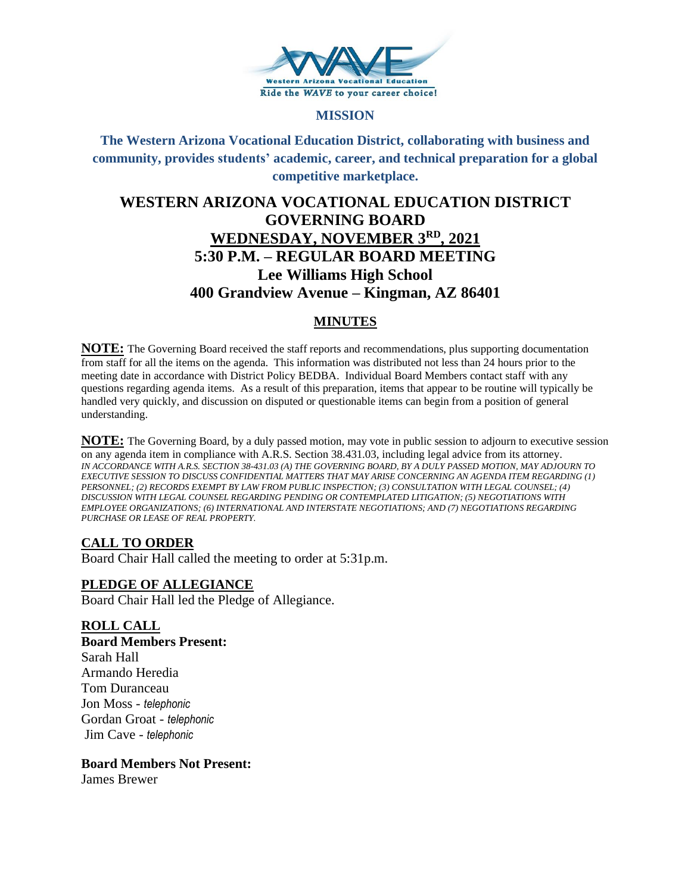## MISSION

**The Western Arizona Vocational Education District, collaborating with business and community, provides students' academic, career, and technical preparation for a global competitive marketplace.**

# WESTERN ARIZONA VOCATIONAL EDUCATION DISTRICT GOVERNING BOARD

## WEDNESDAY, NOVEMBER 3RD, 2021

## 5:30 P.M. – REGULAR BOARD MEETING

## Lee Williams High School

## 400 Grandview Avenue – Kingman, AZ 86401

## MINUTES

**NOTE:** The Governing Board received the staff reports and recommendations, plus supporting documentation from staff for all the items on the agenda. This information was distributed not less than 24 hours prior to the meeting date in accordance with District Policy BEDBA. Individual Board Members contact staff with any questions regarding agenda items. As a result of this preparation, items that appear to be routine will typically be handled very quickly, and discussion on disputed or questionable items can begin from a position of general understanding.

**NOTE:** The Governing Board, by a duly passed motion, may vote in public session to adjourn to executive session on any agenda item in compliance with A.R.S. Section 38.431.03, including legal advice from its attorney. *IN ACCORDANCE WITH A.R.S. SECTION 38-431.03 (A) THE GOVERNING BOARD, BY A DULY PASSED MOTION, MAY ADJOURN TO EXECUTIVE SESSION TO DISCUSS CONFIDENTIAL MATTERS THAT MAY ARISE CONCERNING AN AGENDA ITEM REGARDING (1) PERSONNEL; (2) RECORDS EXEMPT BY LAW FROM PUBLIC INSPECTION; (3) CONSULTATION WITH LEGAL COUNSEL; (4) DISCUSSION WITH LEGAL COUNSEL REGARDING PENDING OR CONTEMPLATED LITIGATION; (5) NEGOTIATIONS WITH EMPLOYEE ORGANIZATIONS; (6) INTERNATIONAL AND INTERSTATE NEGOTIATIONS; AND (7) NEGOTIATIONS REGARDING PURCHASE OR LEASE OF REAL PROPERTY.*

### CALL TO ORDER

Board Chair Hall called the meeting to order at 5:31p.m.

### PLEDGE OF ALLEGIANCE

Board Chair Hall led the Pledge of Allegiance.

### ROLL CALL

**Board Members Present:**

Sarah Hall
Armando Heredia
Tom Duranceau
Jon Moss - *telephonic*
Gordan Groat - *telephonic*
Jim Cave - *telephonic*

**Board Members Not Present:**

James Brewer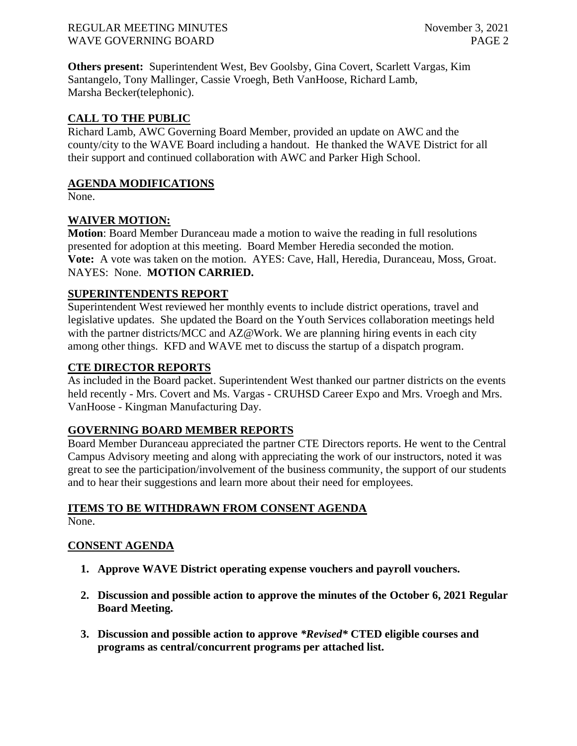**Others present:** Superintendent West, Bev Goolsby, Gina Covert, Scarlett Vargas, Kim Santangelo, Tony Mallinger, Cassie Vroegh, Beth VanHoose, Richard Lamb, Marsha Becker(telephonic).

## CALL TO THE PUBLIC

Richard Lamb, AWC Governing Board Member, provided an update on AWC and the county/city to the WAVE Board including a handout. He thanked the WAVE District for all their support and continued collaboration with AWC and Parker High School.

## AGENDA MODIFICATIONS

None.

## WAIVER MOTION:

**Motion**: Board Member Duranceau made a motion to waive the reading in full resolutions presented for adoption at this meeting. Board Member Heredia seconded the motion.
**Vote:** A vote was taken on the motion. AYES: Cave, Hall, Heredia, Duranceau, Moss, Groat. NAYES: None. **MOTION CARRIED.**

## SUPERINTENDENTS REPORT

Superintendent West reviewed her monthly events to include district operations, travel and legislative updates. She updated the Board on the Youth Services collaboration meetings held with the partner districts/MCC and AZ@Work. We are planning hiring events in each city among other things. KFD and WAVE met to discuss the startup of a dispatch program.

## CTE DIRECTOR REPORTS

As included in the Board packet. Superintendent West thanked our partner districts on the events held recently - Mrs. Covert and Ms. Vargas - CRUHSD Career Expo and Mrs. Vroegh and Mrs. VanHoose - Kingman Manufacturing Day.

## GOVERNING BOARD MEMBER REPORTS

Board Member Duranceau appreciated the partner CTE Directors reports. He went to the Central Campus Advisory meeting and along with appreciating the work of our instructors, noted it was great to see the participation/involvement of the business community, the support of our students and to hear their suggestions and learn more about their need for employees.

## ITEMS TO BE WITHDRAWN FROM CONSENT AGENDA

None.

## CONSENT AGENDA

1. **Approve WAVE District operating expense vouchers and payroll vouchers.**
2. **Discussion and possible action to approve the minutes of the October 6, 2021 Regular Board Meeting.**
3. **Discussion and possible action to approve *\*Revised\** CTED eligible courses and programs as central/concurrent programs per attached list.**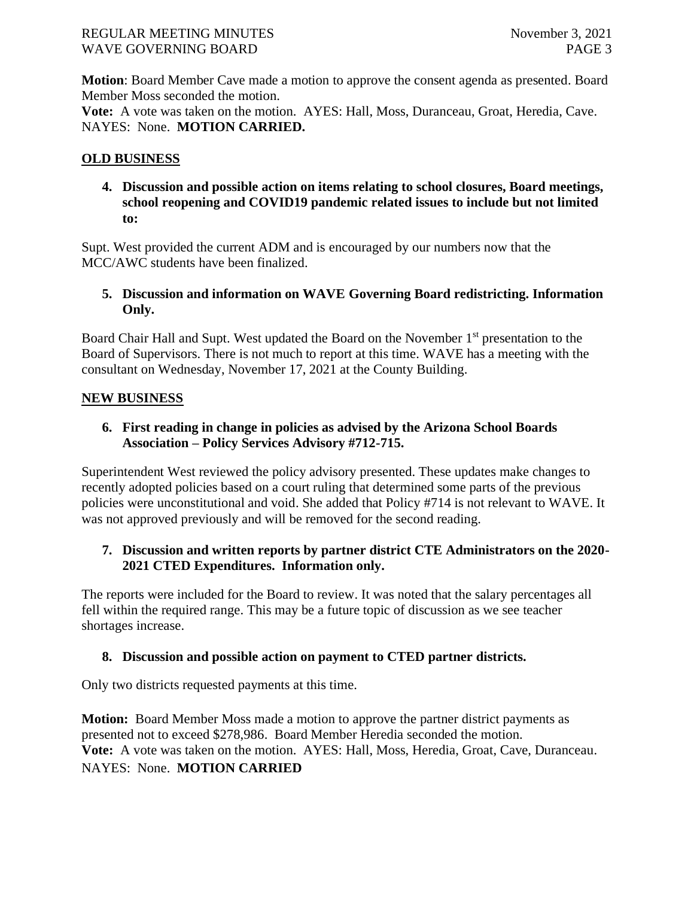**Motion**: Board Member Cave made a motion to approve the consent agenda as presented. Board Member Moss seconded the motion.
**Vote:** A vote was taken on the motion. AYES: Hall, Moss, Duranceau, Groat, Heredia, Cave. NAYES: None. **MOTION CARRIED.**

## OLD BUSINESS

**4. Discussion and possible action on items relating to school closures, Board meetings, school reopening and COVID19 pandemic related issues to include but not limited to:**

Supt. West provided the current ADM and is encouraged by our numbers now that the MCC/AWC students have been finalized.

**5. Discussion and information on WAVE Governing Board redistricting. Information Only.**

Board Chair Hall and Supt. West updated the Board on the November 1st presentation to the Board of Supervisors. There is not much to report at this time. WAVE has a meeting with the consultant on Wednesday, November 17, 2021 at the County Building.

## NEW BUSINESS

**6. First reading in change in policies as advised by the Arizona School Boards Association – Policy Services Advisory #712-715.**

Superintendent West reviewed the policy advisory presented. These updates make changes to recently adopted policies based on a court ruling that determined some parts of the previous policies were unconstitutional and void. She added that Policy #714 is not relevant to WAVE. It was not approved previously and will be removed for the second reading.

**7. Discussion and written reports by partner district CTE Administrators on the 2020-2021 CTED Expenditures. Information only.**

The reports were included for the Board to review. It was noted that the salary percentages all fell within the required range. This may be a future topic of discussion as we see teacher shortages increase.

**8. Discussion and possible action on payment to CTED partner districts.**

Only two districts requested payments at this time.

**Motion:** Board Member Moss made a motion to approve the partner district payments as presented not to exceed $278,986. Board Member Heredia seconded the motion.
**Vote:** A vote was taken on the motion. AYES: Hall, Moss, Heredia, Groat, Cave, Duranceau. NAYES: None. **MOTION CARRIED**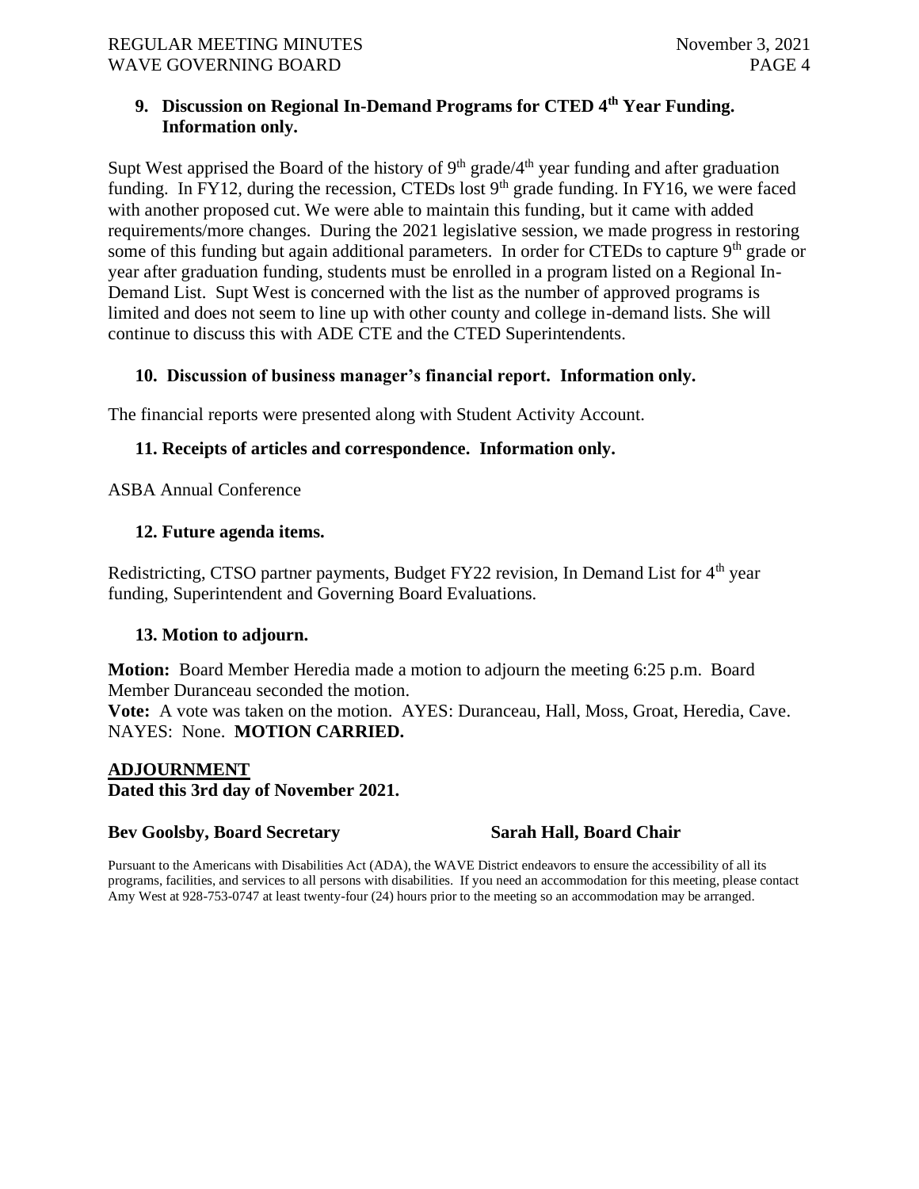## 9. Discussion on Regional In-Demand Programs for CTED 4th Year Funding. Information only.

Supt West apprised the Board of the history of 9th grade/4th year funding and after graduation funding. In FY12, during the recession, CTEDs lost 9th grade funding. In FY16, we were faced with another proposed cut. We were able to maintain this funding, but it came with added requirements/more changes. During the 2021 legislative session, we made progress in restoring some of this funding but again additional parameters. In order for CTEDs to capture 9th grade or year after graduation funding, students must be enrolled in a program listed on a Regional In-Demand List. Supt West is concerned with the list as the number of approved programs is limited and does not seem to line up with other county and college in-demand lists. She will continue to discuss this with ADE CTE and the CTED Superintendents.

## 10. Discussion of business manager's financial report. Information only.

The financial reports were presented along with Student Activity Account.

## 11. Receipts of articles and correspondence. Information only.

ASBA Annual Conference

## 12. Future agenda items.

Redistricting, CTSO partner payments, Budget FY22 revision, In Demand List for 4th year funding, Superintendent and Governing Board Evaluations.

## 13. Motion to adjourn.

**Motion:** Board Member Heredia made a motion to adjourn the meeting 6:25 p.m. Board Member Duranceau seconded the motion.
**Vote:** A vote was taken on the motion. AYES: Duranceau, Hall, Moss, Groat, Heredia, Cave. NAYES: None. **MOTION CARRIED.**

**ADJOURNMENT**
**Dated this 3rd day of November 2021.**

**Bev Goolsby, Board Secretary** **Sarah Hall, Board Chair**

Pursuant to the Americans with Disabilities Act (ADA), the WAVE District endeavors to ensure the accessibility of all its programs, facilities, and services to all persons with disabilities. If you need an accommodation for this meeting, please contact Amy West at 928-753-0747 at least twenty-four (24) hours prior to the meeting so an accommodation may be arranged.